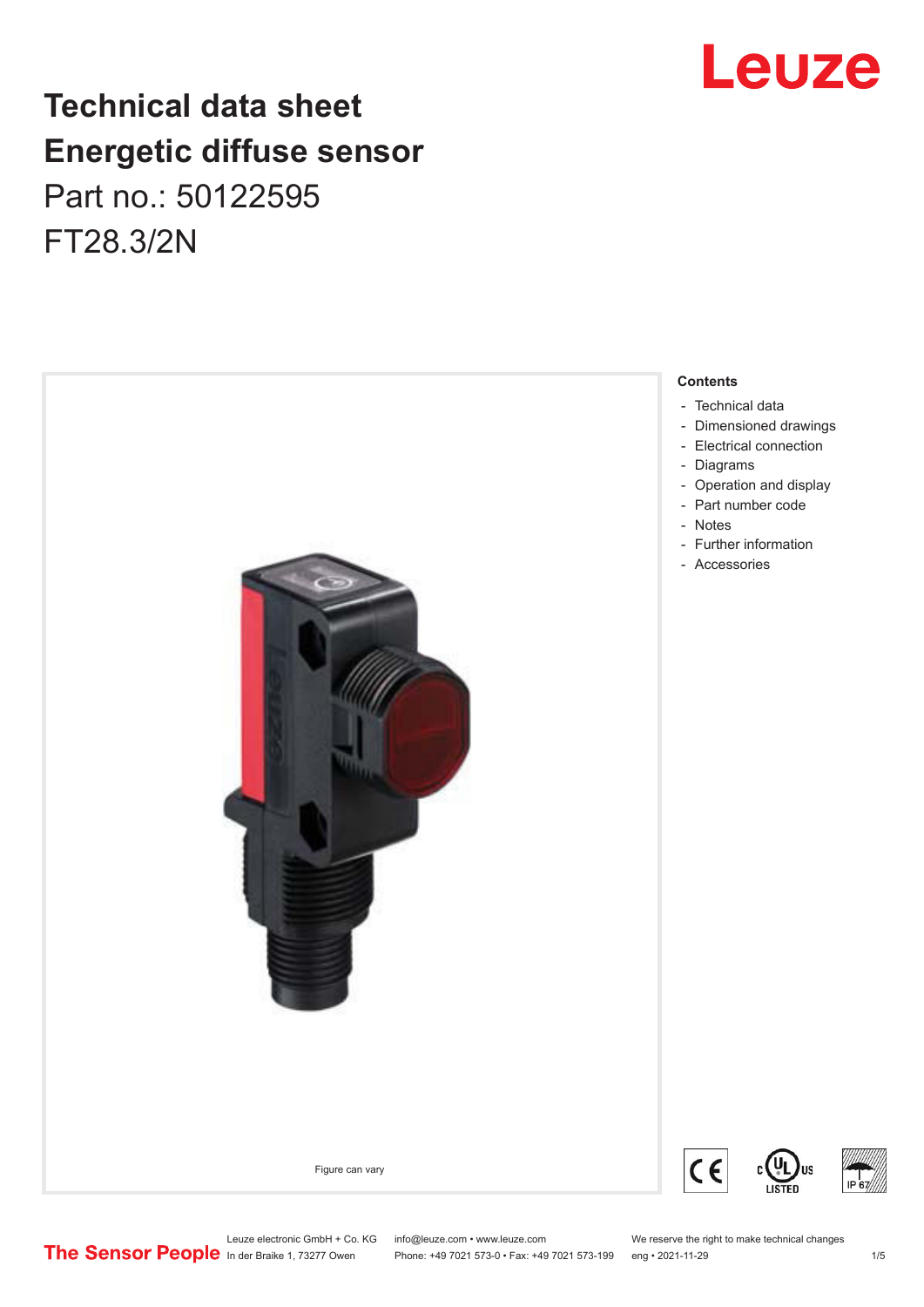# Technical data sheet
# Energetic diffuse sensor
## Part no.: 50122595
## FT28.3/2N

Figure can vary

**Contents**

- Technical data
- Dimensioned drawings
- Electrical connection
- Diagrams
- Operation and display
- Part number code
- Notes
- Further information
- Accessories

Leuze electronic GmbH + Co. KG
In der Braike 1, 73277 Owen

info@leuze.com • www.leuze.com
Phone: +49 7021 573-0 • Fax: +49 7021 573-199

We reserve the right to make technical changes
eng • 2021-11-29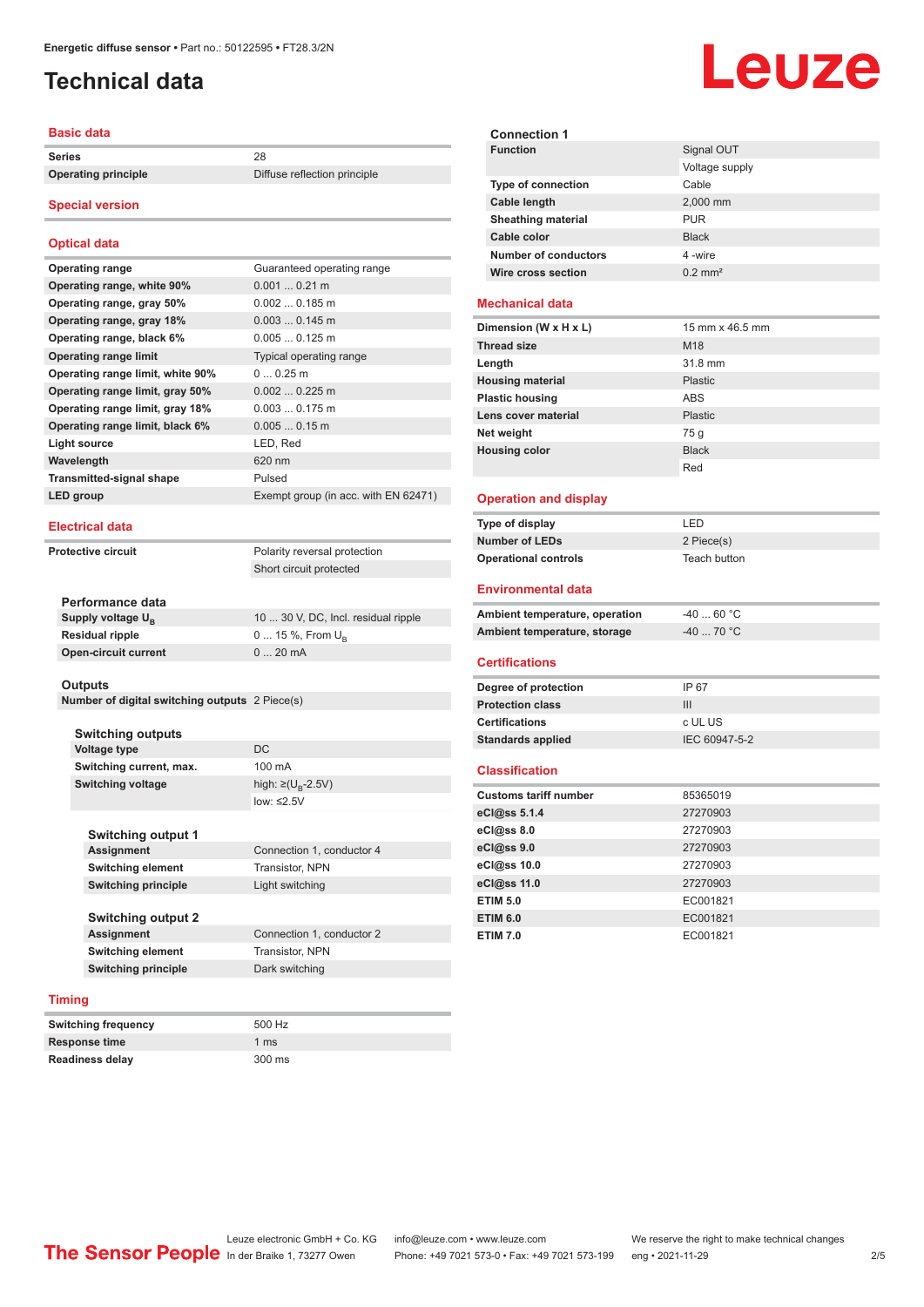# Technical data

## Basic data

| | |
|---|---|
| **Series** | 28 |
| **Operating principle** | Diffuse reflection principle |

## Special version

## Optical data

| | |
|---|---|
| **Operating range** | Guaranteed operating range |
| **Operating range, white 90%** | 0.001 ... 0.21 m |
| **Operating range, gray 50%** | 0.002 ... 0.185 m |
| **Operating range, gray 18%** | 0.003 ... 0.145 m |
| **Operating range, black 6%** | 0.005 ... 0.125 m |
| **Operating range limit** | Typical operating range |
| **Operating range limit, white 90%** | 0 ... 0.25 m |
| **Operating range limit, gray 50%** | 0.002 ... 0.225 m |
| **Operating range limit, gray 18%** | 0.003 ... 0.175 m |
| **Operating range limit, black 6%** | 0.005 ... 0.15 m |
| **Light source** | LED, Red |
| **Wavelength** | 620 nm |
| **Transmitted-signal shape** | Pulsed |
| **LED group** | Exempt group (in acc. with EN 62471) |

## Electrical data

| | |
|---|---|
| **Protective circuit** | Polarity reversal protection |
| | Short circuit protected |

### Performance data

| | |
|---|---|
| **Supply voltage $U_B$** | 10 ... 30 V, DC, Incl. residual ripple |
| **Residual ripple** | 0 ... 15 %, From $U_B$ |
| **Open-circuit current** | 0 ... 20 mA |

### Outputs

| | |
|---|---|
| **Number of digital switching outputs** | 2 Piece(s) |

#### Switching outputs

| | |
|---|---|
| **Voltage type** | DC |
| **Switching current, max.** | 100 mA |
| **Switching voltage** | high: ≥($U_B$-2.5V) |
| | low: ≤2.5V |

#### Switching output 1

| | |
|---|---|
| **Assignment** | Connection 1, conductor 4 |
| **Switching element** | Transistor, NPN |
| **Switching principle** | Light switching |

#### Switching output 2

| | |
|---|---|
| **Assignment** | Connection 1, conductor 2 |
| **Switching element** | Transistor, NPN |
| **Switching principle** | Dark switching |

## Timing

| | |
|---|---|
| **Switching frequency** | 500 Hz |
| **Response time** | 1 ms |
| **Readiness delay** | 300 ms |

### Connection 1

| | |
|---|---|
| **Function** | Signal OUT |
| | Voltage supply |
| **Type of connection** | Cable |
| **Cable length** | 2,000 mm |
| **Sheathing material** | PUR |
| **Cable color** | Black |
| **Number of conductors** | 4 -wire |
| **Wire cross section** | 0.2 mm² |

## Mechanical data

| | |
|---|---|
| **Dimension (W x H x L)** | 15 mm x 46.5 mm |
| **Thread size** | M18 |
| **Length** | 31.8 mm |
| **Housing material** | Plastic |
| **Plastic housing** | ABS |
| **Lens cover material** | Plastic |
| **Net weight** | 75 g |
| **Housing color** | Black |
| | Red |

## Operation and display

| | |
|---|---|
| **Type of display** | LED |
| **Number of LEDs** | 2 Piece(s) |
| **Operational controls** | Teach button |

## Environmental data

| | |
|---|---|
| **Ambient temperature, operation** | -40 ... 60 °C |
| **Ambient temperature, storage** | -40 ... 70 °C |

## Certifications

| | |
|---|---|
| **Degree of protection** | IP 67 |
| **Protection class** | III |
| **Certifications** | c UL US |
| **Standards applied** | IEC 60947-5-2 |

## Classification

| | |
|---|---|
| **Customs tariff number** | 85365019 |
| **eCl@ss 5.1.4** | 27270903 |
| **eCl@ss 8.0** | 27270903 |
| **eCl@ss 9.0** | 27270903 |
| **eCl@ss 10.0** | 27270903 |
| **eCl@ss 11.0** | 27270903 |
| **ETIM 5.0** | EC001821 |
| **ETIM 6.0** | EC001821 |
| **ETIM 7.0** | EC001821 |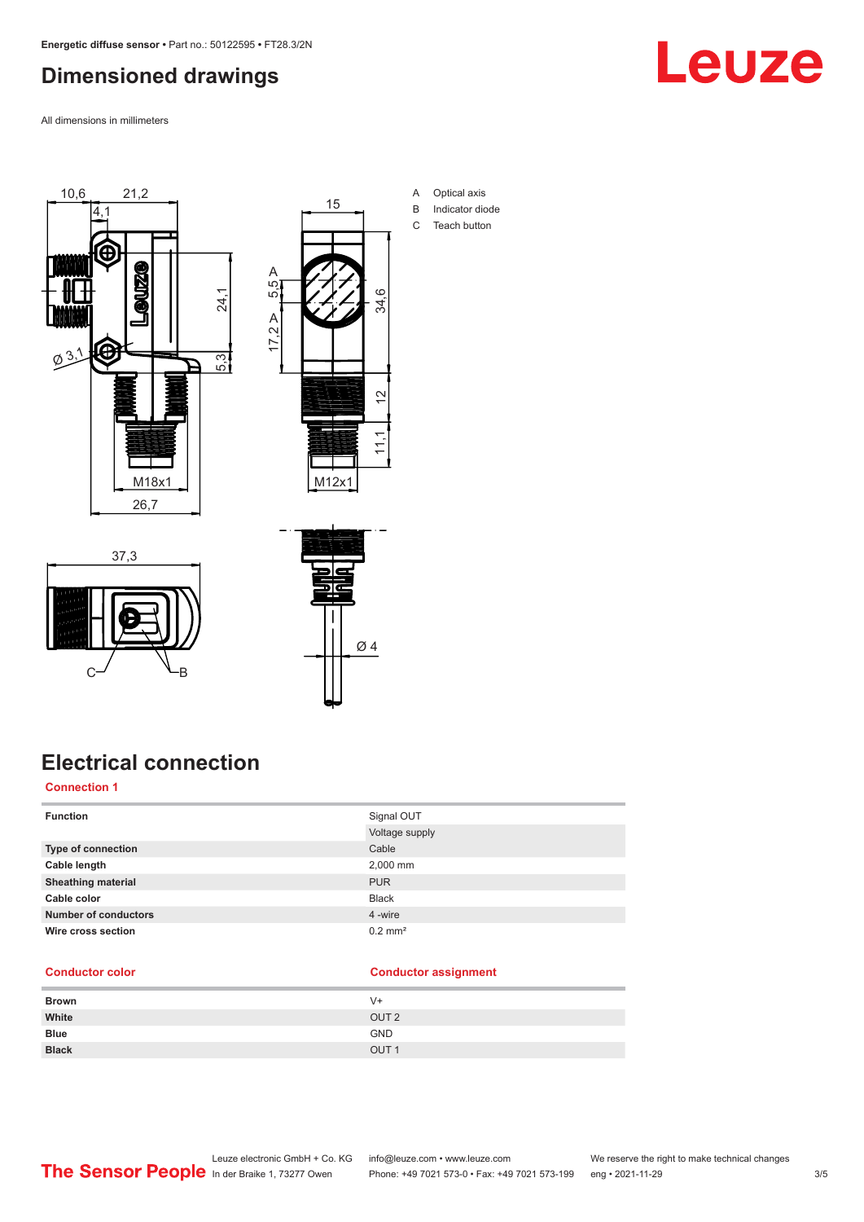# Dimensioned drawings

All dimensions in millimeters

A Optical axis
B Indicator diode
C Teach button

# Electrical connection

## Connection 1

| Function | Signal OUT |
|---|---|
| | Voltage supply |
| Type of connection | Cable |
| Cable length | 2,000 mm |
| Sheathing material | PUR |
| Cable color | Black |
| Number of conductors | 4 -wire |
| Wire cross section | 0.2 mm² |

| Conductor color | Conductor assignment |
|---|---|
| Brown | V+ |
| White | OUT 2 |
| Blue | GND |
| Black | OUT 1 |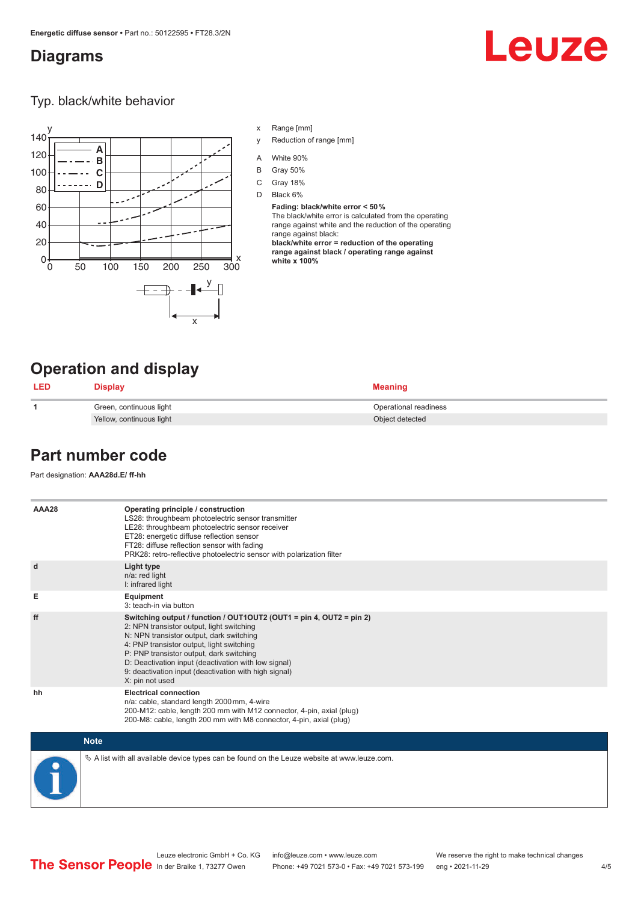## Diagrams

### Typ. black/white behavior

x Range [mm]

y Reduction of range [mm]

A White 90%

B Gray 50%

C Gray 18%

D Black 6%

**Fading: black/white error < 50 %**

The black/white error is calculated from the operating range against white and the reduction of the operating range against black:

**black/white error = reduction of the operating range against black / operating range against white x 100%**

## Operation and display

| LED | Display | Meaning |
|---|---|---|
| 1 | Green, continuous light | Operational readiness |
| | Yellow, continuous light | Object detected |

## Part number code

Part designation: **AAA28d.E/ ff-hh**

| | |
|---|---|
| AAA28 | **Operating principle / construction**<br>LS28: throughbeam photoelectric sensor transmitter<br>LE28: throughbeam photoelectric sensor receiver<br>ET28: energetic diffuse reflection sensor<br>FT28: diffuse reflection sensor with fading<br>PRK28: retro-reflective photoelectric sensor with polarization filter |
| d | **Light type**<br>n/a: red light<br>I: infrared light |
| E | **Equipment**<br>3: teach-in via button |
| ff | **Switching output / function / OUT1OUT2 (OUT1 = pin 4, OUT2 = pin 2)**<br>2: NPN transistor output, light switching<br>N: NPN transistor output, dark switching<br>4: PNP transistor output, light switching<br>P: PNP transistor output, dark switching<br>D: Deactivation input (deactivation with low signal)<br>9: deactivation input (deactivation with high signal)<br>X: pin not used |
| hh | **Electrical connection**<br>n/a: cable, standard length 2000 mm, 4-wire<br>200-M12: cable, length 200 mm with M12 connector, 4-pin, axial (plug)<br>200-M8: cable, length 200 mm with M8 connector, 4-pin, axial (plug) |

**Note**

A list with all available device types can be found on the Leuze website at www.leuze.com.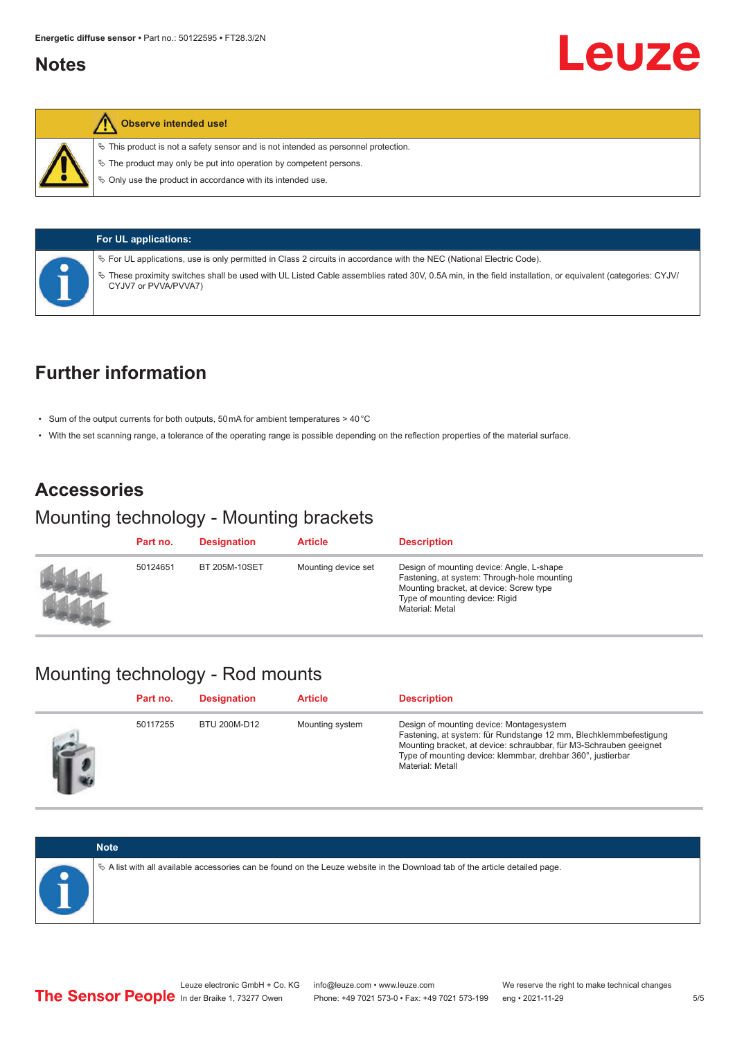## Notes

**Observe intended use!**

- This product is not a safety sensor and is not intended as personnel protection.
- The product may only be put into operation by competent persons.
- Only use the product in accordance with its intended use.

**For UL applications:**

- For UL applications, use is only permitted in Class 2 circuits in accordance with the NEC (National Electric Code).
- These proximity switches shall be used with UL Listed Cable assemblies rated 30V, 0.5A min, in the field installation, or equivalent (categories: CYJV/CYJV7 or PVVA/PVVA7)

## Further information

- Sum of the output currents for both outputs, 50 mA for ambient temperatures > 40 °C
- With the set scanning range, a tolerance of the operating range is possible depending on the reflection properties of the material surface.

## Accessories

### Mounting technology - Mounting brackets

| Part no. | Designation | Article | Description |
|---|---|---|---|
| 50124651 | BT 205M-10SET | Mounting device set | Design of mounting device: Angle, L-shape<br>Fastening, at system: Through-hole mounting<br>Mounting bracket, at device: Screw type<br>Type of mounting device: Rigid<br>Material: Metal |

### Mounting technology - Rod mounts

| Part no. | Designation | Article | Description |
|---|---|---|---|
| 50117255 | BTU 200M-D12 | Mounting system | Design of mounting device: Montagesystem<br>Fastening, at system: für Rundstange 12 mm, Blechklemmbefestigung<br>Mounting bracket, at device: schraubbar, für M3-Schrauben geeignet<br>Type of mounting device: klemmbar, drehbar 360°, justierbar<br>Material: Metall |

**Note**

- A list with all available accessories can be found on the Leuze website in the Download tab of the article detailed page.